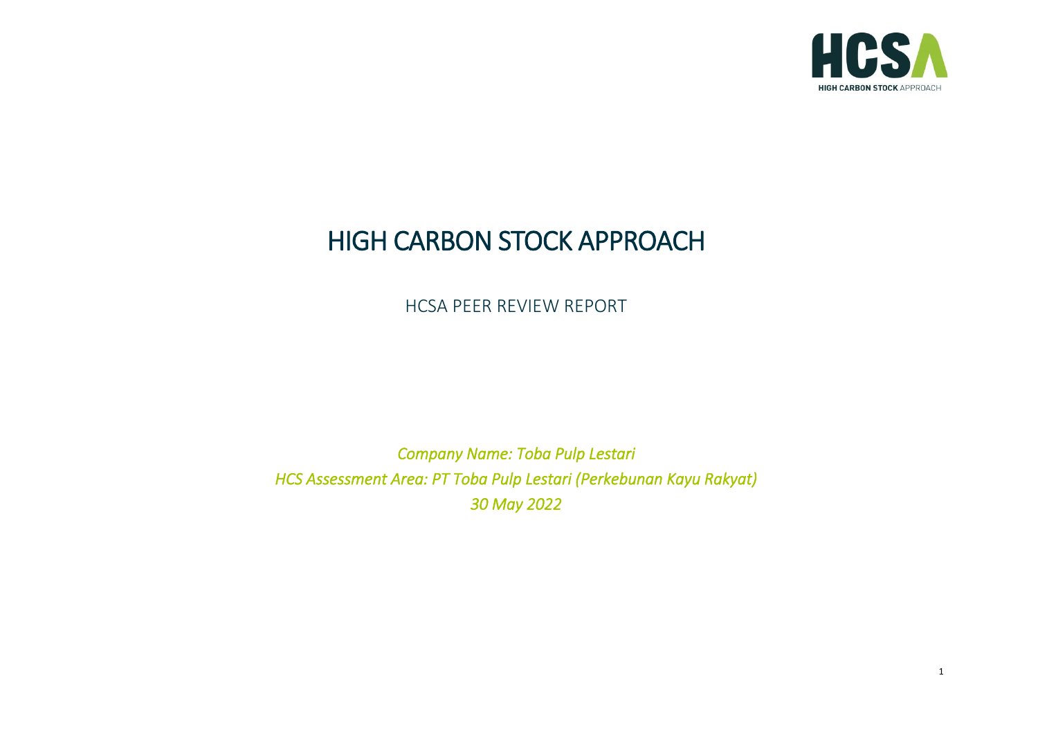# HIGH CARBON STOCK APPROACH

HCSA PEER REVIEW REPORT

*Company Name: Toba Pulp Lestari*

*HCS Assessment Area: PT Toba Pulp Lestari (Perkebunan Kayu Rakyat)*

*30 May 2022*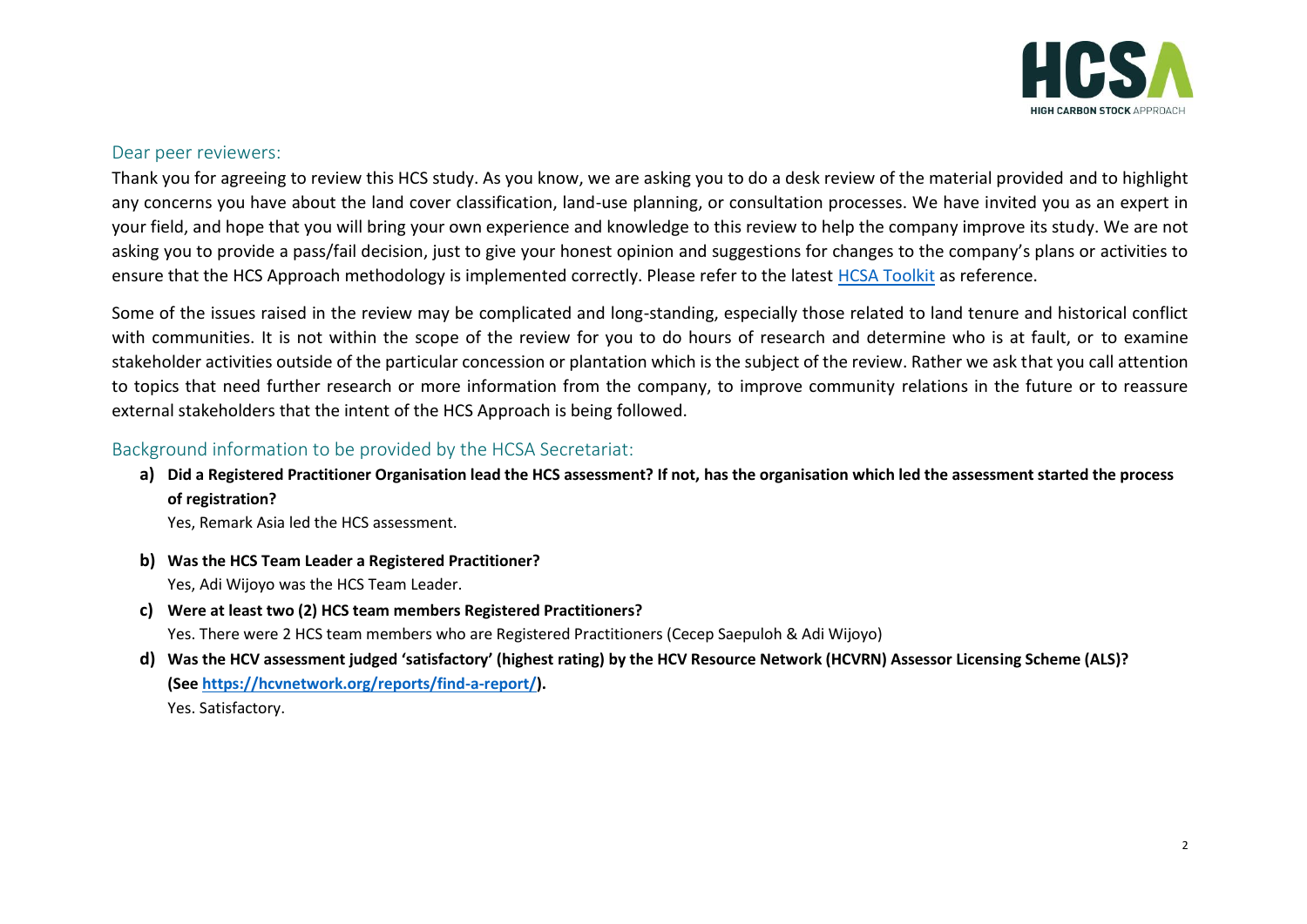## Dear peer reviewers:

Thank you for agreeing to review this HCS study. As you know, we are asking you to do a desk review of the material provided and to highlight any concerns you have about the land cover classification, land-use planning, or consultation processes. We have invited you as an expert in your field, and hope that you will bring your own experience and knowledge to this review to help the company improve its study. We are not asking you to provide a pass/fail decision, just to give your honest opinion and suggestions for changes to the company's plans or activities to ensure that the HCS Approach methodology is implemented correctly. Please refer to the latest [HCSA Toolkit](HCSA Toolkit) as reference.

Some of the issues raised in the review may be complicated and long-standing, especially those related to land tenure and historical conflict with communities. It is not within the scope of the review for you to do hours of research and determine who is at fault, or to examine stakeholder activities outside of the particular concession or plantation which is the subject of the review. Rather we ask that you call attention to topics that need further research or more information from the company, to improve community relations in the future or to reassure external stakeholders that the intent of the HCS Approach is being followed.

## Background information to be provided by the HCSA Secretariat:

**a) Did a Registered Practitioner Organisation lead the HCS assessment? If not, has the organisation which led the assessment started the process of registration?**

Yes, Remark Asia led the HCS assessment.

**b) Was the HCS Team Leader a Registered Practitioner?**

Yes, Adi Wijoyo was the HCS Team Leader.

**c) Were at least two (2) HCS team members Registered Practitioners?**

Yes. There were 2 HCS team members who are Registered Practitioners (Cecep Saepuloh & Adi Wijoyo)

**d) Was the HCV assessment judged 'satisfactory' (highest rating) by the HCV Resource Network (HCVRN) Assessor Licensing Scheme (ALS)? (See [https://hcvnetwork.org/reports/find-a-report/](https://hcvnetwork.org/reports/find-a-report/)).**

Yes. Satisfactory.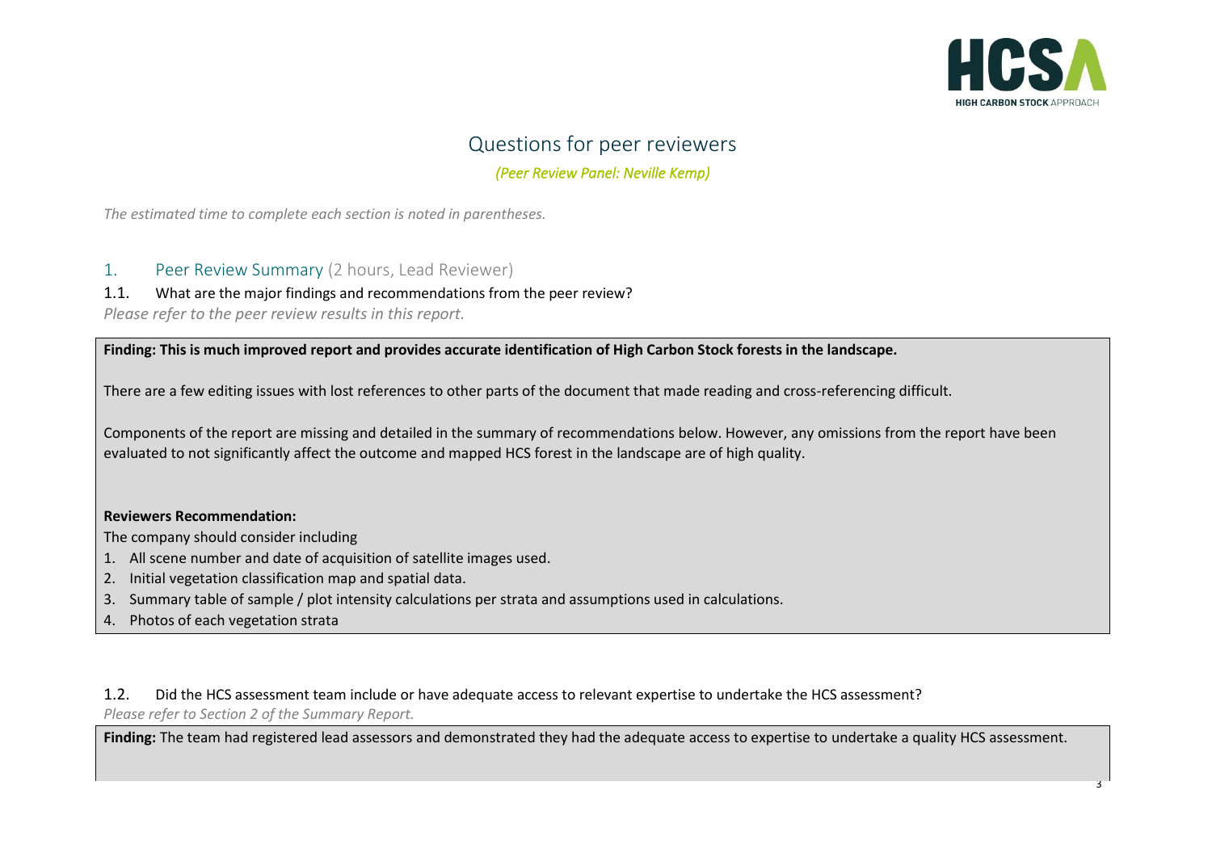# Questions for peer reviewers

*(Peer Review Panel: Neville Kemp)*

*The estimated time to complete each section is noted in parentheses.*

## 1. Peer Review Summary (2 hours, Lead Reviewer)

### 1.1. What are the major findings and recommendations from the peer review?

*Please refer to the peer review results in this report.*

**Finding: This is much improved report and provides accurate identification of High Carbon Stock forests in the landscape.**

There are a few editing issues with lost references to other parts of the document that made reading and cross-referencing difficult.

Components of the report are missing and detailed in the summary of recommendations below. However, any omissions from the report have been evaluated to not significantly affect the outcome and mapped HCS forest in the landscape are of high quality.

**Reviewers Recommendation:**

The company should consider including

1. All scene number and date of acquisition of satellite images used.
2. Initial vegetation classification map and spatial data.
3. Summary table of sample / plot intensity calculations per strata and assumptions used in calculations.
4. Photos of each vegetation strata

### 1.2. Did the HCS assessment team include or have adequate access to relevant expertise to undertake the HCS assessment?

*Please refer to Section 2 of the Summary Report.*

**Finding:** The team had registered lead assessors and demonstrated they had the adequate access to expertise to undertake a quality HCS assessment.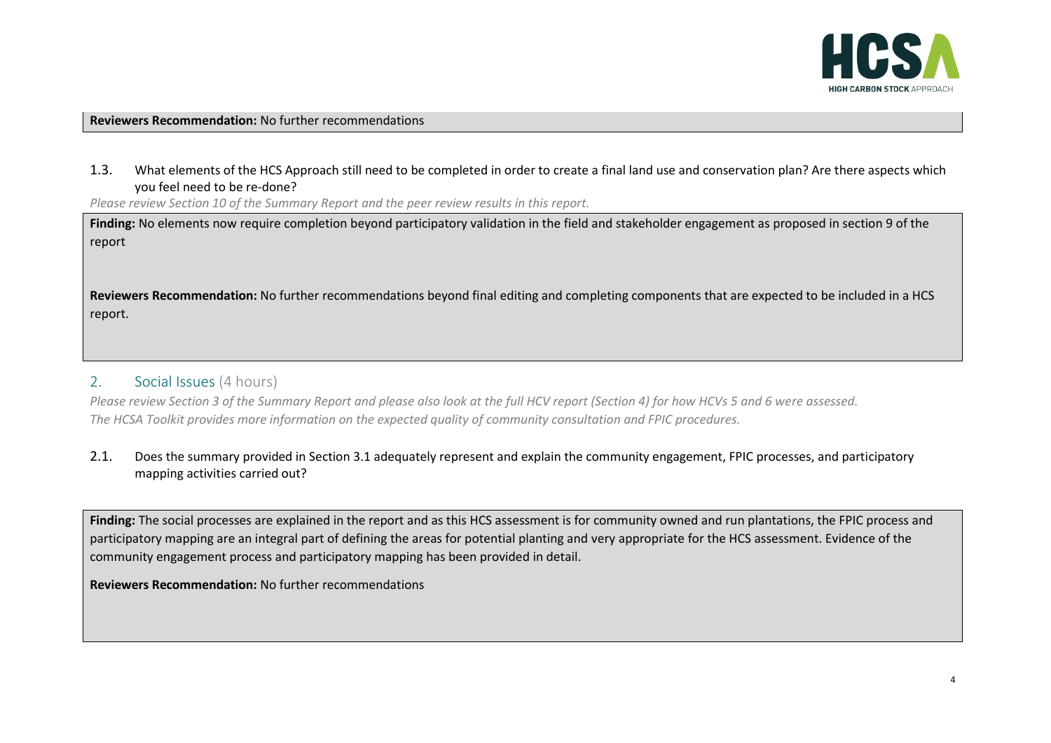**Reviewers Recommendation:** No further recommendations

1.3. What elements of the HCS Approach still need to be completed in order to create a final land use and conservation plan? Are there aspects which you feel need to be re-done?

*Please review Section 10 of the Summary Report and the peer review results in this report.*

**Finding:** No elements now require completion beyond participatory validation in the field and stakeholder engagement as proposed in section 9 of the report

**Reviewers Recommendation:** No further recommendations beyond final editing and completing components that are expected to be included in a HCS report.

## 2. Social Issues (4 hours)

*Please review Section 3 of the Summary Report and please also look at the full HCV report (Section 4) for how HCVs 5 and 6 were assessed.*
*The HCSA Toolkit provides more information on the expected quality of community consultation and FPIC procedures.*

2.1. Does the summary provided in Section 3.1 adequately represent and explain the community engagement, FPIC processes, and participatory mapping activities carried out?

**Finding:** The social processes are explained in the report and as this HCS assessment is for community owned and run plantations, the FPIC process and participatory mapping are an integral part of defining the areas for potential planting and very appropriate for the HCS assessment. Evidence of the community engagement process and participatory mapping has been provided in detail.

**Reviewers Recommendation:** No further recommendations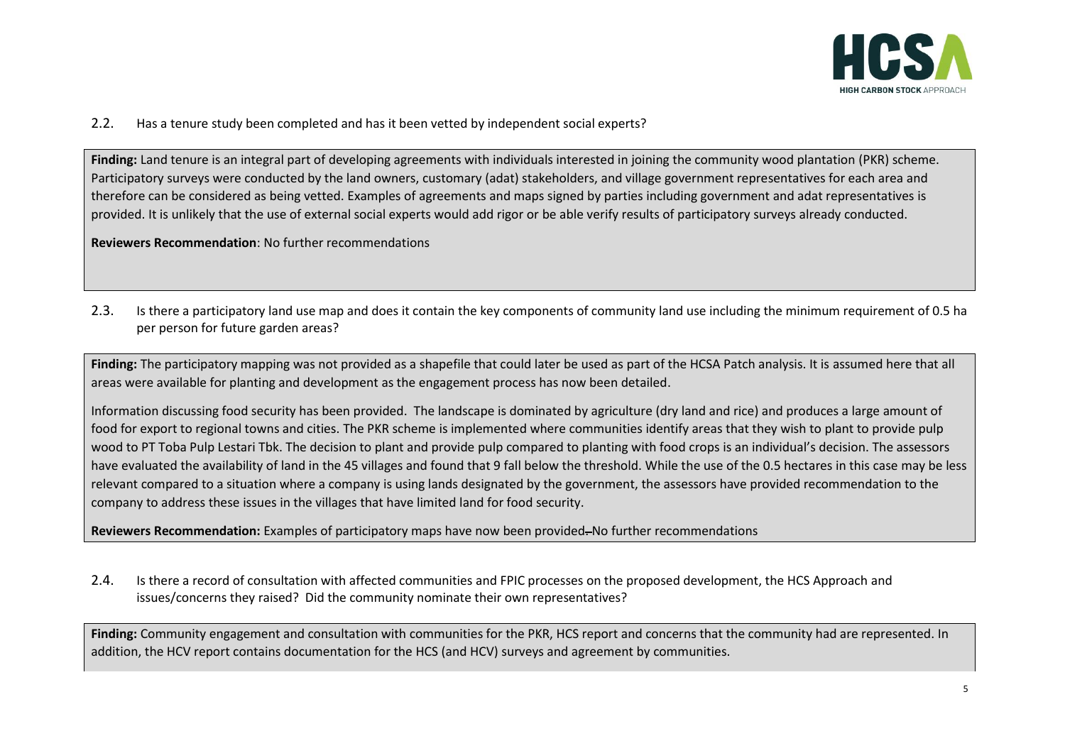2.2. Has a tenure study been completed and has it been vetted by independent social experts?

**Finding:** Land tenure is an integral part of developing agreements with individuals interested in joining the community wood plantation (PKR) scheme. Participatory surveys were conducted by the land owners, customary (adat) stakeholders, and village government representatives for each area and therefore can be considered as being vetted. Examples of agreements and maps signed by parties including government and adat representatives is provided. It is unlikely that the use of external social experts would add rigor or be able verify results of participatory surveys already conducted.

**Reviewers Recommendation**: No further recommendations

2.3. Is there a participatory land use map and does it contain the key components of community land use including the minimum requirement of 0.5 ha per person for future garden areas?

**Finding:** The participatory mapping was not provided as a shapefile that could later be used as part of the HCSA Patch analysis. It is assumed here that all areas were available for planting and development as the engagement process has now been detailed.

Information discussing food security has been provided. The landscape is dominated by agriculture (dry land and rice) and produces a large amount of food for export to regional towns and cities. The PKR scheme is implemented where communities identify areas that they wish to plant to provide pulp wood to PT Toba Pulp Lestari Tbk. The decision to plant and provide pulp compared to planting with food crops is an individual's decision. The assessors have evaluated the availability of land in the 45 villages and found that 9 fall below the threshold. While the use of the 0.5 hectares in this case may be less relevant compared to a situation where a company is using lands designated by the government, the assessors have provided recommendation to the company to address these issues in the villages that have limited land for food security.

**Reviewers Recommendation:** Examples of participatory maps have now been provided. No further recommendations

2.4. Is there a record of consultation with affected communities and FPIC processes on the proposed development, the HCS Approach and issues/concerns they raised? Did the community nominate their own representatives?

**Finding:** Community engagement and consultation with communities for the PKR, HCS report and concerns that the community had are represented. In addition, the HCV report contains documentation for the HCS (and HCV) surveys and agreement by communities.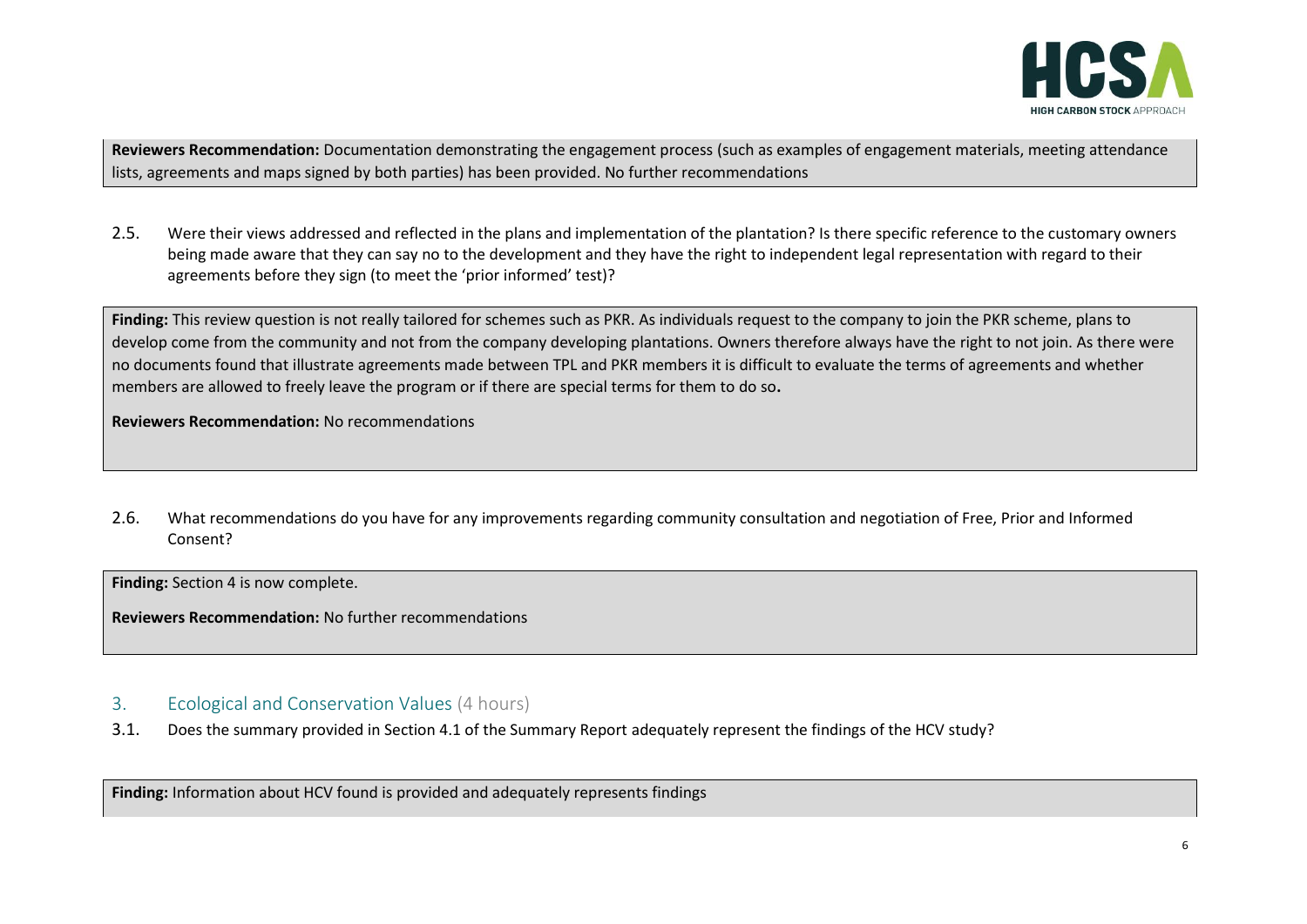**Reviewers Recommendation:** Documentation demonstrating the engagement process (such as examples of engagement materials, meeting attendance lists, agreements and maps signed by both parties) has been provided. No further recommendations

2.5. Were their views addressed and reflected in the plans and implementation of the plantation? Is there specific reference to the customary owners being made aware that they can say no to the development and they have the right to independent legal representation with regard to their agreements before they sign (to meet the 'prior informed' test)?

**Finding:** This review question is not really tailored for schemes such as PKR. As individuals request to the company to join the PKR scheme, plans to develop come from the community and not from the company developing plantations. Owners therefore always have the right to not join. As there were no documents found that illustrate agreements made between TPL and PKR members it is difficult to evaluate the terms of agreements and whether members are allowed to freely leave the program or if there are special terms for them to do so**.**

**Reviewers Recommendation:** No recommendations

2.6. What recommendations do you have for any improvements regarding community consultation and negotiation of Free, Prior and Informed Consent?

**Finding:** Section 4 is now complete.

**Reviewers Recommendation:** No further recommendations

## 3. Ecological and Conservation Values (4 hours)

3.1. Does the summary provided in Section 4.1 of the Summary Report adequately represent the findings of the HCV study?

**Finding:** Information about HCV found is provided and adequately represents findings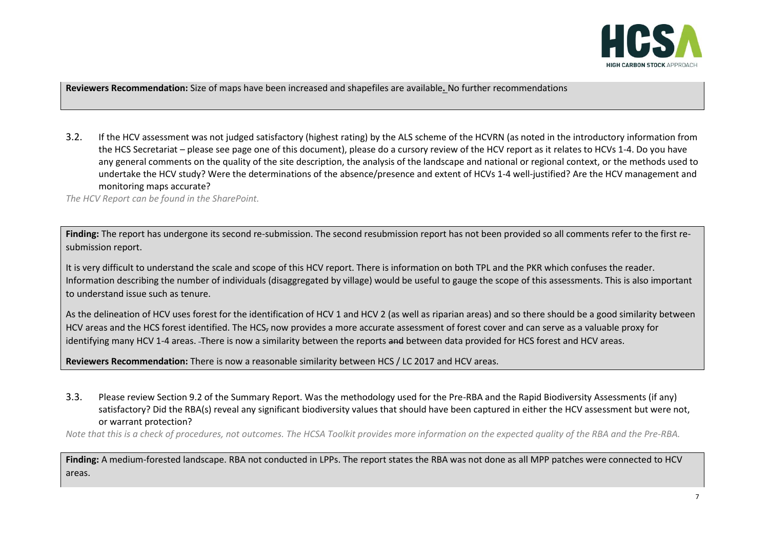**Reviewers Recommendation:** Size of maps have been increased and shapefiles are available**.** No further recommendations

3.2. If the HCV assessment was not judged satisfactory (highest rating) by the ALS scheme of the HCVRN (as noted in the introductory information from the HCS Secretariat – please see page one of this document), please do a cursory review of the HCV report as it relates to HCVs 1-4. Do you have any general comments on the quality of the site description, the analysis of the landscape and national or regional context, or the methods used to undertake the HCV study? Were the determinations of the absence/presence and extent of HCVs 1-4 well-justified? Are the HCV management and monitoring maps accurate?

*The HCV Report can be found in the SharePoint.*

**Finding:** The report has undergone its second re-submission. The second resubmission report has not been provided so all comments refer to the first re-submission report.

It is very difficult to understand the scale and scope of this HCV report. There is information on both TPL and the PKR which confuses the reader. Information describing the number of individuals (disaggregated by village) would be useful to gauge the scope of this assessments. This is also important to understand issue such as tenure.

As the delineation of HCV uses forest for the identification of HCV 1 and HCV 2 (as well as riparian areas) and so there should be a good similarity between HCV areas and the HCS forest identified. The HCS~~,~~ now provides a more accurate assessment of forest cover and can serve as a valuable proxy for identifying many HCV 1-4 areas. ~~-~~There is now a similarity between the reports ~~and~~ between data provided for HCS forest and HCV areas.

**Reviewers Recommendation:** There is now a reasonable similarity between HCS / LC 2017 and HCV areas.

3.3. Please review Section 9.2 of the Summary Report. Was the methodology used for the Pre-RBA and the Rapid Biodiversity Assessments (if any) satisfactory? Did the RBA(s) reveal any significant biodiversity values that should have been captured in either the HCV assessment but were not, or warrant protection?

*Note that this is a check of procedures, not outcomes. The HCSA Toolkit provides more information on the expected quality of the RBA and the Pre-RBA.*

**Finding:** A medium-forested landscape. RBA not conducted in LPPs. The report states the RBA was not done as all MPP patches were connected to HCV areas.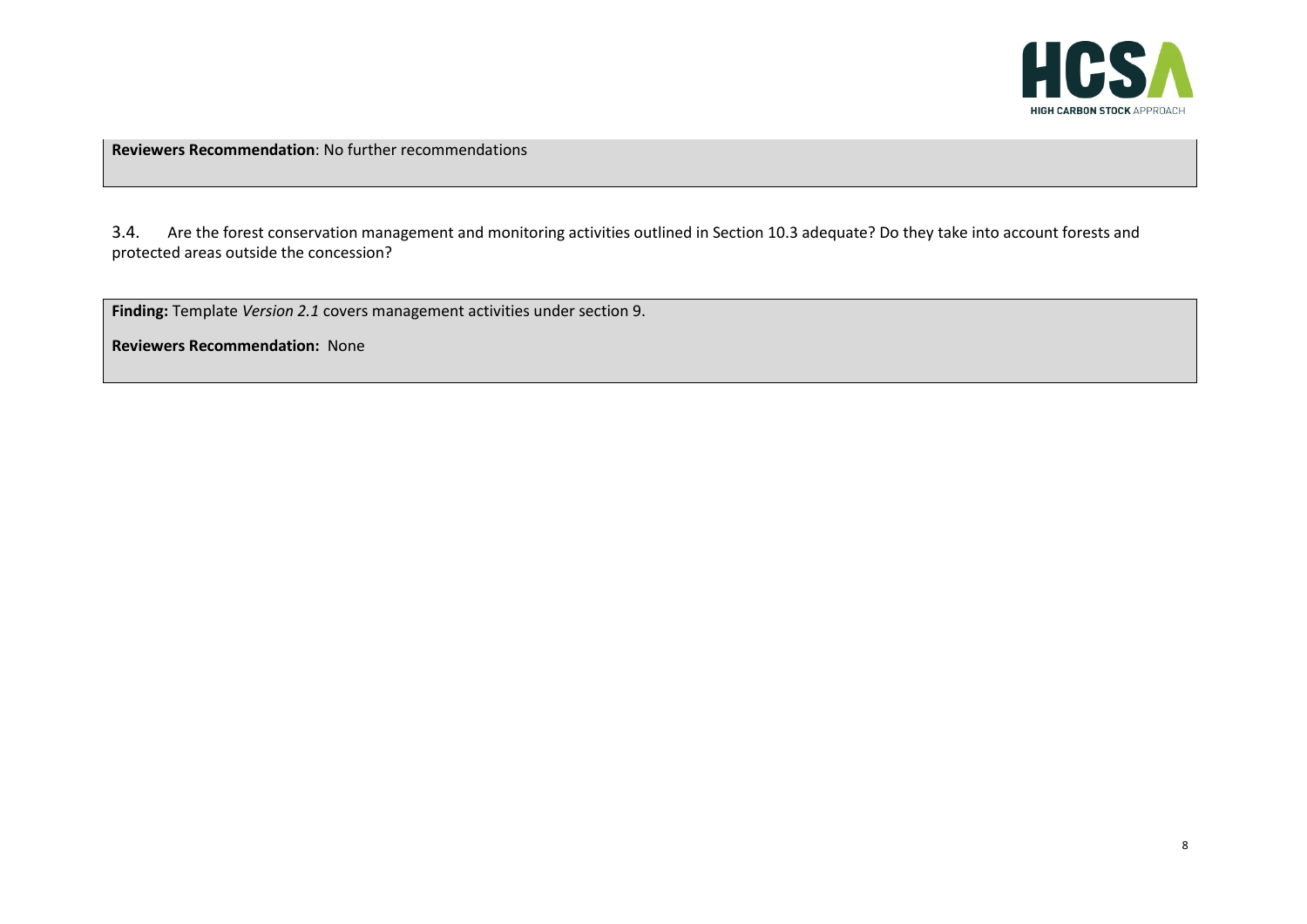**Reviewers Recommendation**: No further recommendations

3.4. Are the forest conservation management and monitoring activities outlined in Section 10.3 adequate? Do they take into account forests and protected areas outside the concession?

**Finding:** Template *Version 2.1* covers management activities under section 9.

**Reviewers Recommendation:** None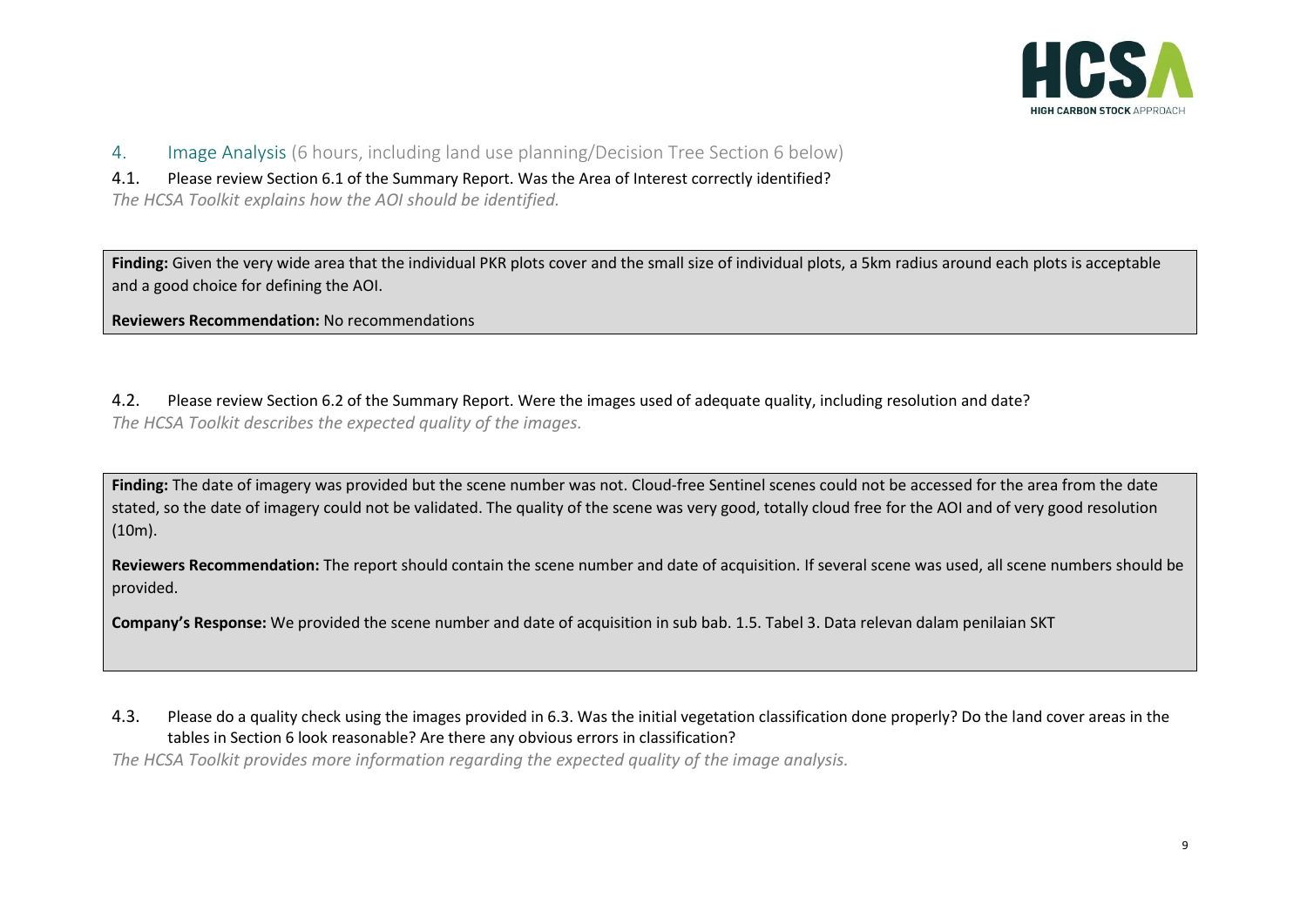## 4. Image Analysis (6 hours, including land use planning/Decision Tree Section 6 below)

### 4.1. Please review Section 6.1 of the Summary Report. Was the Area of Interest correctly identified?

*The HCSA Toolkit explains how the AOI should be identified.*

**Finding:** Given the very wide area that the individual PKR plots cover and the small size of individual plots, a 5km radius around each plots is acceptable and a good choice for defining the AOI.

**Reviewers Recommendation:** No recommendations

### 4.2. Please review Section 6.2 of the Summary Report. Were the images used of adequate quality, including resolution and date?

*The HCSA Toolkit describes the expected quality of the images.*

**Finding:** The date of imagery was provided but the scene number was not. Cloud-free Sentinel scenes could not be accessed for the area from the date stated, so the date of imagery could not be validated. The quality of the scene was very good, totally cloud free for the AOI and of very good resolution (10m).

**Reviewers Recommendation:** The report should contain the scene number and date of acquisition. If several scene was used, all scene numbers should be provided.

**Company's Response:** We provided the scene number and date of acquisition in sub bab. 1.5. Tabel 3. Data relevan dalam penilaian SKT

### 4.3. Please do a quality check using the images provided in 6.3. Was the initial vegetation classification done properly? Do the land cover areas in the tables in Section 6 look reasonable? Are there any obvious errors in classification?

*The HCSA Toolkit provides more information regarding the expected quality of the image analysis.*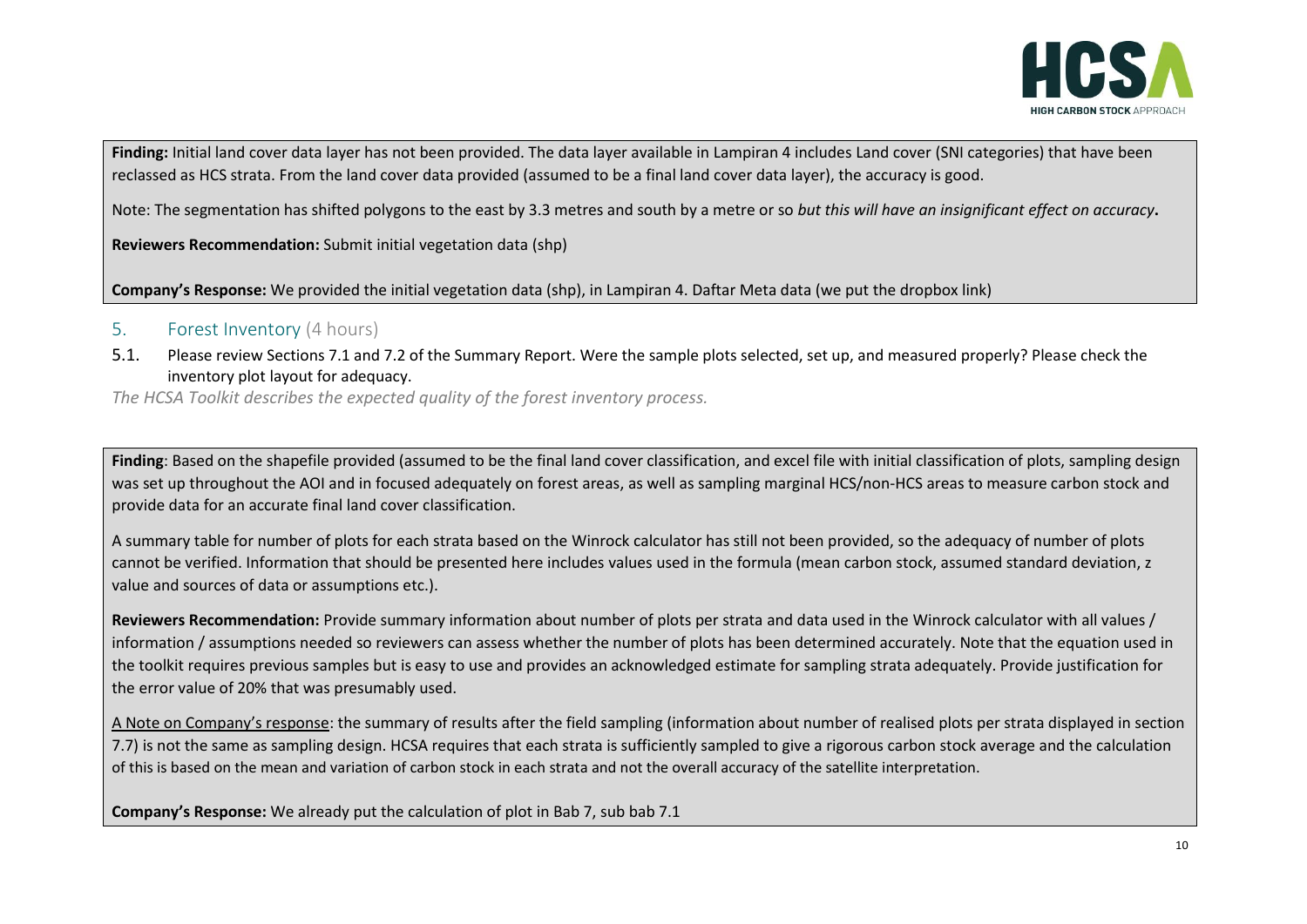**Finding:** Initial land cover data layer has not been provided. The data layer available in Lampiran 4 includes Land cover (SNI categories) that have been reclassed as HCS strata. From the land cover data provided (assumed to be a final land cover data layer), the accuracy is good.

Note: The segmentation has shifted polygons to the east by 3.3 metres and south by a metre or so *but this will have an insignificant effect on accuracy***.**

**Reviewers Recommendation:** Submit initial vegetation data (shp)

**Company's Response:** We provided the initial vegetation data (shp), in Lampiran 4. Daftar Meta data (we put the dropbox link)

## 5. Forest Inventory (4 hours)

5.1. Please review Sections 7.1 and 7.2 of the Summary Report. Were the sample plots selected, set up, and measured properly? Please check the inventory plot layout for adequacy.

*The HCSA Toolkit describes the expected quality of the forest inventory process.*

**Finding**: Based on the shapefile provided (assumed to be the final land cover classification, and excel file with initial classification of plots, sampling design was set up throughout the AOI and in focused adequately on forest areas, as well as sampling marginal HCS/non-HCS areas to measure carbon stock and provide data for an accurate final land cover classification.

A summary table for number of plots for each strata based on the Winrock calculator has still not been provided, so the adequacy of number of plots cannot be verified. Information that should be presented here includes values used in the formula (mean carbon stock, assumed standard deviation, z value and sources of data or assumptions etc.).

**Reviewers Recommendation:** Provide summary information about number of plots per strata and data used in the Winrock calculator with all values / information / assumptions needed so reviewers can assess whether the number of plots has been determined accurately. Note that the equation used in the toolkit requires previous samples but is easy to use and provides an acknowledged estimate for sampling strata adequately. Provide justification for the error value of 20% that was presumably used.

<u>A Note on Company's response</u>: the summary of results after the field sampling (information about number of realised plots per strata displayed in section 7.7) is not the same as sampling design. HCSA requires that each strata is sufficiently sampled to give a rigorous carbon stock average and the calculation of this is based on the mean and variation of carbon stock in each strata and not the overall accuracy of the satellite interpretation.

**Company's Response:** We already put the calculation of plot in Bab 7, sub bab 7.1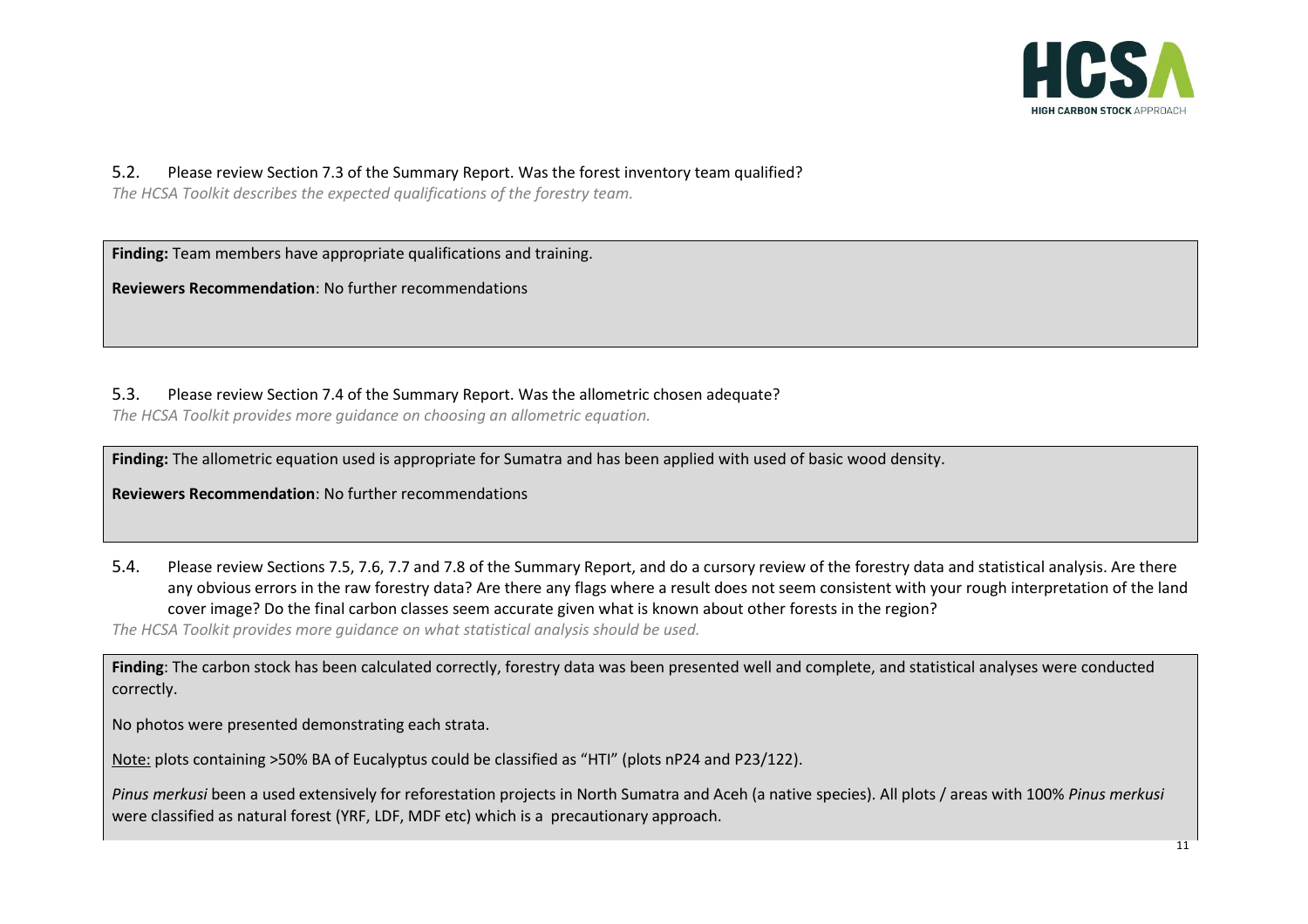5.2. Please review Section 7.3 of the Summary Report. Was the forest inventory team qualified?

*The HCSA Toolkit describes the expected qualifications of the forestry team.*

**Finding:** Team members have appropriate qualifications and training.

**Reviewers Recommendation**: No further recommendations

5.3. Please review Section 7.4 of the Summary Report. Was the allometric chosen adequate?

*The HCSA Toolkit provides more guidance on choosing an allometric equation.*

**Finding:** The allometric equation used is appropriate for Sumatra and has been applied with used of basic wood density.

**Reviewers Recommendation**: No further recommendations

5.4. Please review Sections 7.5, 7.6, 7.7 and 7.8 of the Summary Report, and do a cursory review of the forestry data and statistical analysis. Are there any obvious errors in the raw forestry data? Are there any flags where a result does not seem consistent with your rough interpretation of the land cover image? Do the final carbon classes seem accurate given what is known about other forests in the region?

*The HCSA Toolkit provides more guidance on what statistical analysis should be used.*

**Finding**: The carbon stock has been calculated correctly, forestry data was been presented well and complete, and statistical analyses were conducted correctly.

No photos were presented demonstrating each strata.

<u>Note:</u> plots containing >50% BA of Eucalyptus could be classified as "HTI" (plots nP24 and P23/122).

*Pinus merkusi* been a used extensively for reforestation projects in North Sumatra and Aceh (a native species). All plots / areas with 100% *Pinus merkusi* were classified as natural forest (YRF, LDF, MDF etc) which is a precautionary approach.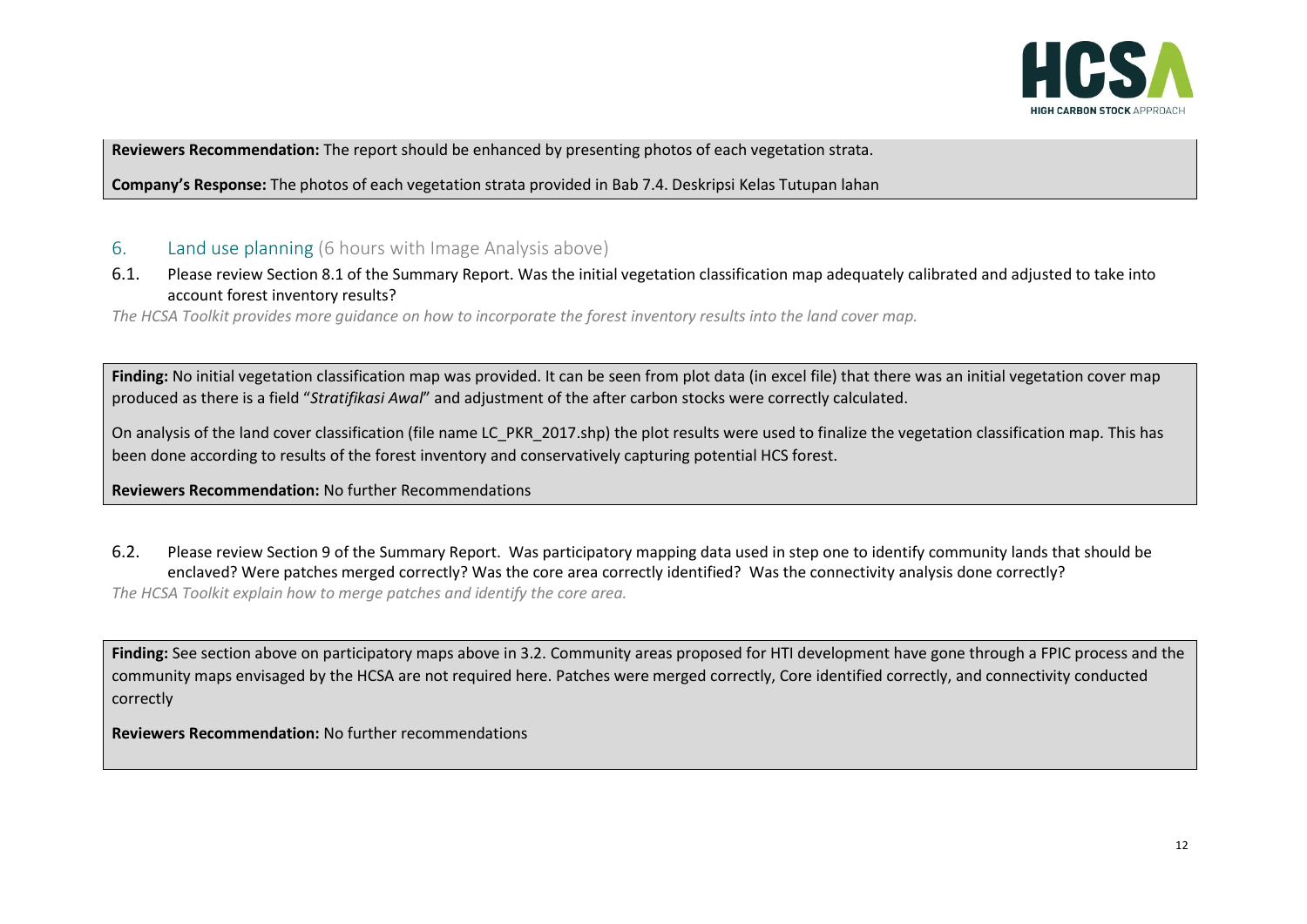**Reviewers Recommendation:** The report should be enhanced by presenting photos of each vegetation strata.

**Company's Response:** The photos of each vegetation strata provided in Bab 7.4. Deskripsi Kelas Tutupan lahan

## 6. Land use planning (6 hours with Image Analysis above)

6.1. Please review Section 8.1 of the Summary Report. Was the initial vegetation classification map adequately calibrated and adjusted to take into account forest inventory results?

*The HCSA Toolkit provides more guidance on how to incorporate the forest inventory results into the land cover map.*

**Finding:** No initial vegetation classification map was provided. It can be seen from plot data (in excel file) that there was an initial vegetation cover map produced as there is a field "*Stratifikasi Awal*" and adjustment of the after carbon stocks were correctly calculated.

On analysis of the land cover classification (file name LC_PKR_2017.shp) the plot results were used to finalize the vegetation classification map. This has been done according to results of the forest inventory and conservatively capturing potential HCS forest.

**Reviewers Recommendation:** No further Recommendations

6.2. Please review Section 9 of the Summary Report. Was participatory mapping data used in step one to identify community lands that should be enclaved? Were patches merged correctly? Was the core area correctly identified? Was the connectivity analysis done correctly?

*The HCSA Toolkit explain how to merge patches and identify the core area.*

**Finding:** See section above on participatory maps above in 3.2. Community areas proposed for HTI development have gone through a FPIC process and the community maps envisaged by the HCSA are not required here. Patches were merged correctly, Core identified correctly, and connectivity conducted correctly

**Reviewers Recommendation:** No further recommendations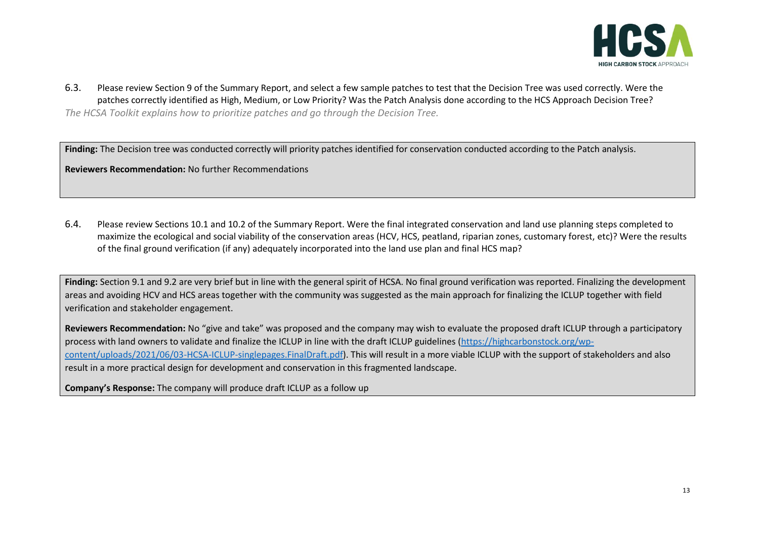6.3. Please review Section 9 of the Summary Report, and select a few sample patches to test that the Decision Tree was used correctly. Were the patches correctly identified as High, Medium, or Low Priority? Was the Patch Analysis done according to the HCS Approach Decision Tree?

*The HCSA Toolkit explains how to prioritize patches and go through the Decision Tree.*

**Finding:** The Decision tree was conducted correctly will priority patches identified for conservation conducted according to the Patch analysis.

**Reviewers Recommendation:** No further Recommendations

6.4. Please review Sections 10.1 and 10.2 of the Summary Report. Were the final integrated conservation and land use planning steps completed to maximize the ecological and social viability of the conservation areas (HCV, HCS, peatland, riparian zones, customary forest, etc)? Were the results of the final ground verification (if any) adequately incorporated into the land use plan and final HCS map?

**Finding:** Section 9.1 and 9.2 are very brief but in line with the general spirit of HCSA. No final ground verification was reported. Finalizing the development areas and avoiding HCV and HCS areas together with the community was suggested as the main approach for finalizing the ICLUP together with field verification and stakeholder engagement.

**Reviewers Recommendation:** No "give and take" was proposed and the company may wish to evaluate the proposed draft ICLUP through a participatory process with land owners to validate and finalize the ICLUP in line with the draft ICLUP guidelines (https://highcarbonstock.org/wp-content/uploads/2021/06/03-HCSA-ICLUP-singlepages.FinalDraft.pdf). This will result in a more viable ICLUP with the support of stakeholders and also result in a more practical design for development and conservation in this fragmented landscape.

**Company's Response:** The company will produce draft ICLUP as a follow up